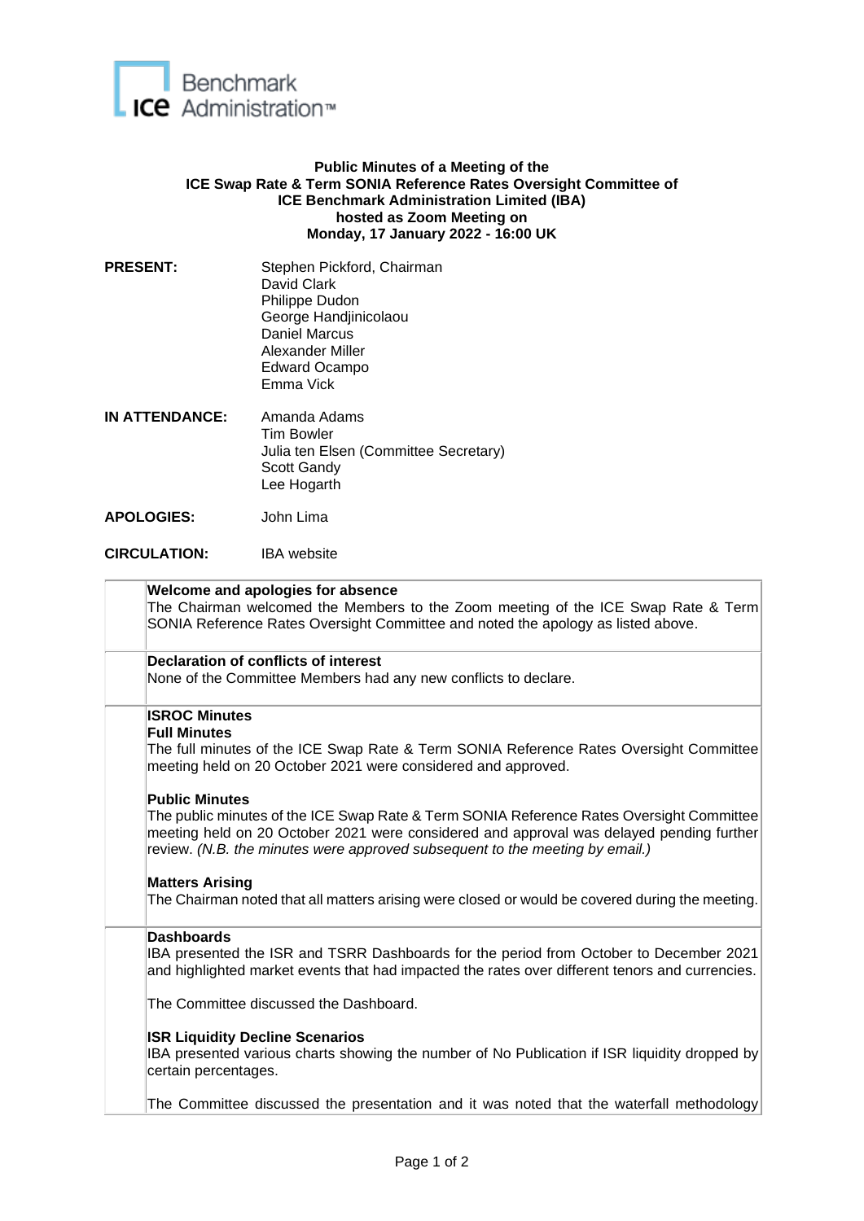**Public Minutes of a Meeting of the**
**ICE Swap Rate & Term SONIA Reference Rates Oversight Committee of**
**ICE Benchmark Administration Limited (IBA)**
**hosted as Zoom Meeting on**
**Monday, 17 January 2022 - 16:00 UK**

**PRESENT:** Stephen Pickford, Chairman
David Clark
Philippe Dudon
George Handjinicolaou
Daniel Marcus
Alexander Miller
Edward Ocampo
Emma Vick

**IN ATTENDANCE:** Amanda Adams
Tim Bowler
Julia ten Elsen (Committee Secretary)
Scott Gandy
Lee Hogarth

**APOLOGIES:** John Lima

**CIRCULATION:** IBA website

**Welcome and apologies for absence**

The Chairman welcomed the Members to the Zoom meeting of the ICE Swap Rate & Term SONIA Reference Rates Oversight Committee and noted the apology as listed above.

**Declaration of conflicts of interest**

None of the Committee Members had any new conflicts to declare.

**ISROC Minutes**

**Full Minutes**

The full minutes of the ICE Swap Rate & Term SONIA Reference Rates Oversight Committee meeting held on 20 October 2021 were considered and approved.

**Public Minutes**

The public minutes of the ICE Swap Rate & Term SONIA Reference Rates Oversight Committee meeting held on 20 October 2021 were considered and approval was delayed pending further review. *(N.B. the minutes were approved subsequent to the meeting by email.)*

**Matters Arising**

The Chairman noted that all matters arising were closed or would be covered during the meeting.

**Dashboards**

IBA presented the ISR and TSRR Dashboards for the period from October to December 2021 and highlighted market events that had impacted the rates over different tenors and currencies.

The Committee discussed the Dashboard.

**ISR Liquidity Decline Scenarios**

IBA presented various charts showing the number of No Publication if ISR liquidity dropped by certain percentages.

The Committee discussed the presentation and it was noted that the waterfall methodology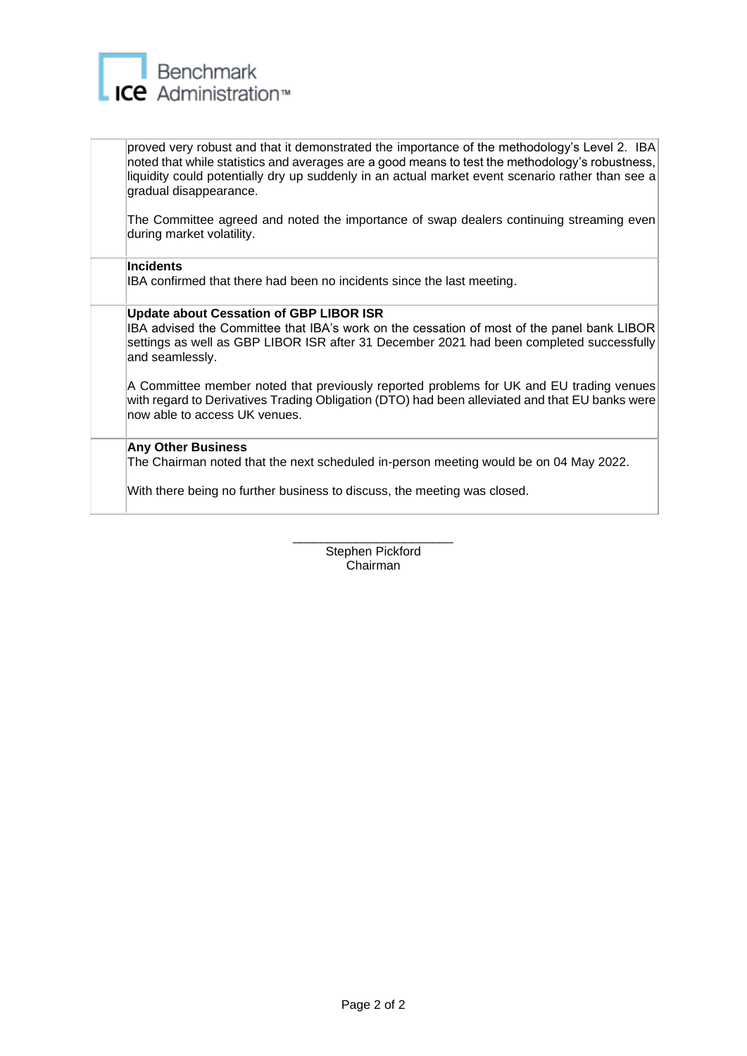proved very robust and that it demonstrated the importance of the methodology's Level 2. IBA noted that while statistics and averages are a good means to test the methodology's robustness, liquidity could potentially dry up suddenly in an actual market event scenario rather than see a gradual disappearance.

The Committee agreed and noted the importance of swap dealers continuing streaming even during market volatility.

**Incidents**

IBA confirmed that there had been no incidents since the last meeting.

**Update about Cessation of GBP LIBOR ISR**

IBA advised the Committee that IBA's work on the cessation of most of the panel bank LIBOR settings as well as GBP LIBOR ISR after 31 December 2021 had been completed successfully and seamlessly.

A Committee member noted that previously reported problems for UK and EU trading venues with regard to Derivatives Trading Obligation (DTO) had been alleviated and that EU banks were now able to access UK venues.

**Any Other Business**

The Chairman noted that the next scheduled in-person meeting would be on 04 May 2022.

With there being no further business to discuss, the meeting was closed.

\_\_\_\_\_\_\_\_\_\_\_\_\_\_\_\_\_\_\_\_\_\_

Stephen Pickford
Chairman